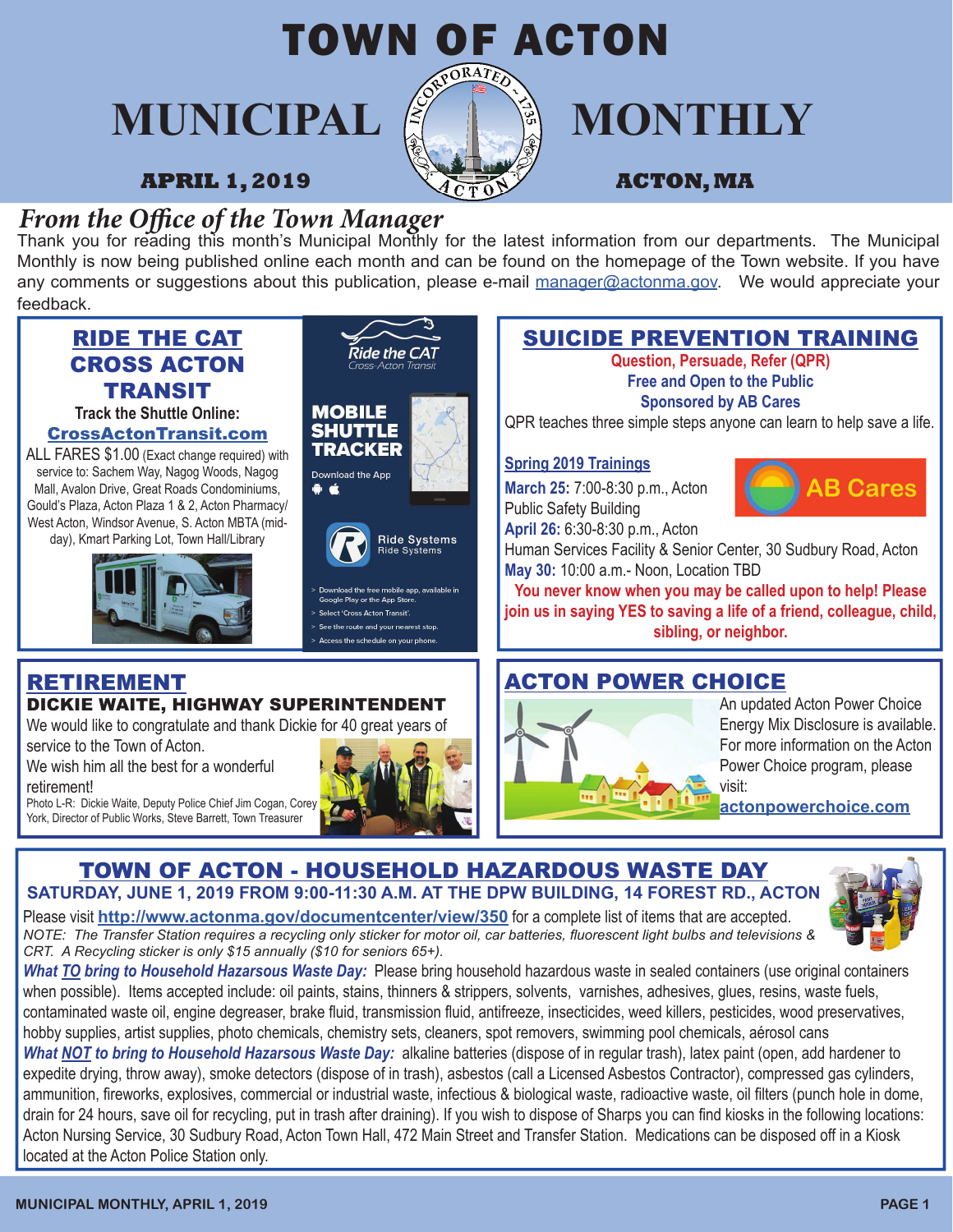# TOWN OF ACTON MUNICIPAL MONTHLY

**APRIL 1, 2019** — **ACTON, MA**

## *From the Office of the Town Manager*

Thank you for reading this month's Municipal Monthly for the latest information from our departments. The Municipal Monthly is now being published online each month and can be found on the homepage of the Town website. If you have any comments or suggestions about this publication, please e-mail manager@actonma.gov. We would appreciate your feedback.

## RIDE THE CAT CROSS ACTON TRANSIT

**Track the Shuttle Online:**
**CrossActonTransit.com**

ALL FARES $1.00 (Exact change required) with service to: Sachem Way, Nagog Woods, Nagog Mall, Avalon Drive, Great Roads Condominiums, Gould's Plaza, Acton Plaza 1 & 2, Acton Pharmacy/ West Acton, Windsor Avenue, S. Acton MBTA (mid-day), Kmart Parking Lot, Town Hall/Library

*Ride the CAT* — Cross-Acton Transit

**MOBILE SHUTTLE TRACKER**

Download the App

Ride Systems

- Download the free mobile app, available in Google Play or the App Store.
- Select 'Cross Acton Transit'.
- See the route and your nearest stop.
- Access the schedule on your phone.

## SUICIDE PREVENTION TRAINING

**Question, Persuade, Refer (QPR)**
**Free and Open to the Public**
**Sponsored by AB Cares**

QPR teaches three simple steps anyone can learn to help save a life.

**Spring 2019 Trainings**

**March 25:** 7:00-8:30 p.m., Acton Public Safety Building
**April 26:** 6:30-8:30 p.m., Acton Human Services Facility & Senior Center, 30 Sudbury Road, Acton
**May 30:** 10:00 a.m.- Noon, Location TBD

**You never know when you may be called upon to help! Please join us in saying YES to saving a life of a friend, colleague, child, sibling, or neighbor.**

AB Cares

## RETIREMENT

### DICKIE WAITE, HIGHWAY SUPERINTENDENT

We would like to congratulate and thank Dickie for 40 great years of service to the Town of Acton.
We wish him all the best for a wonderful retirement!

Photo L-R: Dickie Waite, Deputy Police Chief Jim Cogan, Corey York, Director of Public Works, Steve Barrett, Town Treasurer

## ACTON POWER CHOICE

An updated Acton Power Choice Energy Mix Disclosure is available. For more information on the Acton Power Choice program, please visit: **actonpowerchoice.com**

## TOWN OF ACTON - HOUSEHOLD HAZARDOUS WASTE DAY

**SATURDAY, JUNE 1, 2019 FROM 9:00-11:30 A.M. AT THE DPW BUILDING, 14 FOREST RD., ACTON**

Please visit **http://www.actonma.gov/documentcenter/view/350** for a complete list of items that are accepted.

*NOTE: The Transfer Station requires a recycling only sticker for motor oil, car batteries, fluorescent light bulbs and televisions & CRT. A Recycling sticker is only $15 annually ($10 for seniors 65+).*

***What TO bring to Household Hazarsous Waste Day:*** Please bring household hazardous waste in sealed containers (use original containers when possible). Items accepted include: oil paints, stains, thinners & strippers, solvents, varnishes, adhesives, glues, resins, waste fuels, contaminated waste oil, engine degreaser, brake fluid, transmission fluid, antifreeze, insecticides, weed killers, pesticides, wood preservatives, hobby supplies, artist supplies, photo chemicals, chemistry sets, cleaners, spot removers, swimming pool chemicals, aérosol cans

***What NOT to bring to Household Hazarsous Waste Day:*** alkaline batteries (dispose of in regular trash), latex paint (open, add hardener to expedite drying, throw away), smoke detectors (dispose of in trash), asbestos (call a Licensed Asbestos Contractor), compressed gas cylinders, ammunition, fireworks, explosives, commercial or industrial waste, infectious & biological waste, radioactive waste, oil filters (punch hole in dome, drain for 24 hours, save oil for recycling, put in trash after draining). If you wish to dispose of Sharps you can find kiosks in the following locations: Acton Nursing Service, 30 Sudbury Road, Acton Town Hall, 472 Main Street and Transfer Station. Medications can be disposed off in a Kiosk located at the Acton Police Station only.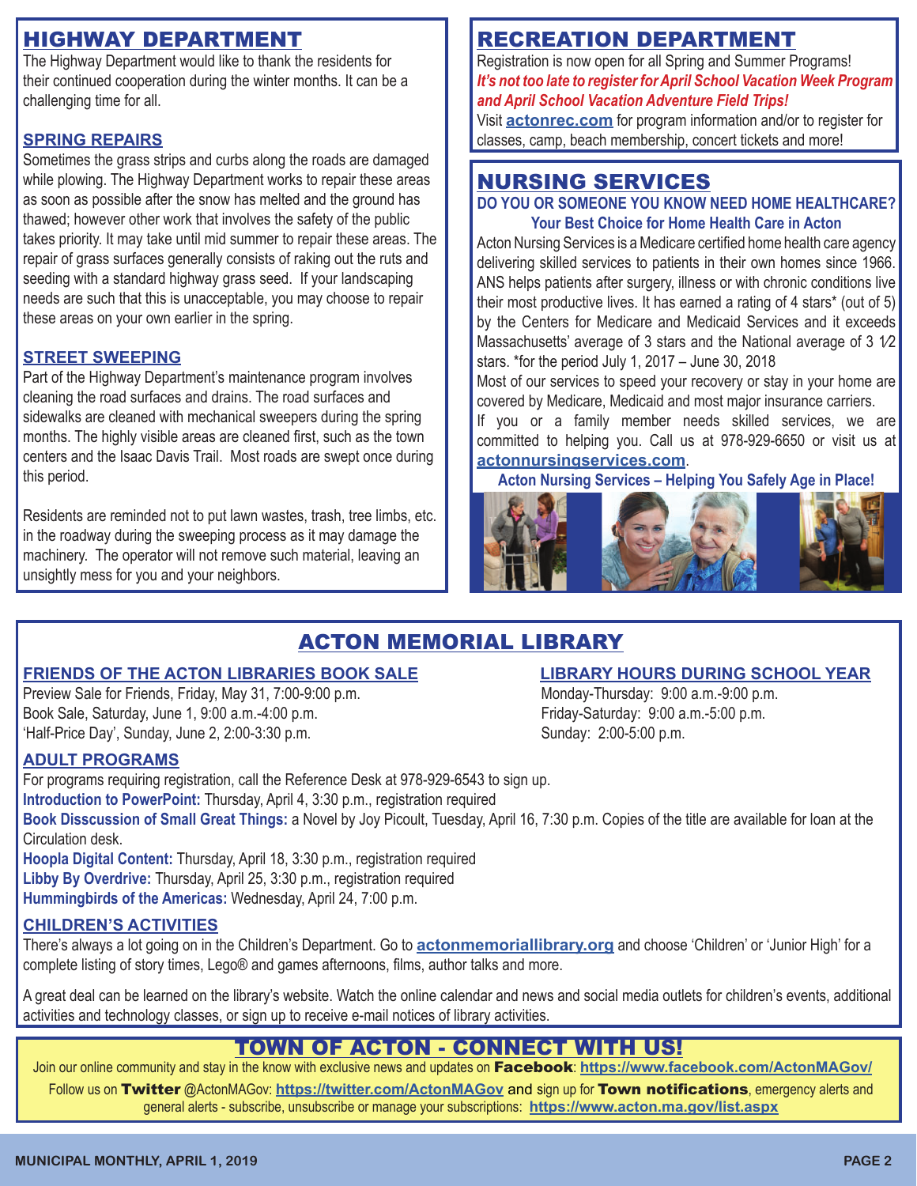## HIGHWAY DEPARTMENT

The Highway Department would like to thank the residents for their continued cooperation during the winter months. It can be a challenging time for all.

### SPRING REPAIRS

Sometimes the grass strips and curbs along the roads are damaged while plowing. The Highway Department works to repair these areas as soon as possible after the snow has melted and the ground has thawed; however other work that involves the safety of the public takes priority. It may take until mid summer to repair these areas. The repair of grass surfaces generally consists of raking out the ruts and seeding with a standard highway grass seed. If your landscaping needs are such that this is unacceptable, you may choose to repair these areas on your own earlier in the spring.

### STREET SWEEPING

Part of the Highway Department's maintenance program involves cleaning the road surfaces and drains. The road surfaces and sidewalks are cleaned with mechanical sweepers during the spring months. The highly visible areas are cleaned first, such as the town centers and the Isaac Davis Trail. Most roads are swept once during this period.

Residents are reminded not to put lawn wastes, trash, tree limbs, etc. in the roadway during the sweeping process as it may damage the machinery. The operator will not remove such material, leaving an unsightly mess for you and your neighbors.

## RECREATION DEPARTMENT

Registration is now open for all Spring and Summer Programs!

***It's not too late to register for April School Vacation Week Program and April School Vacation Adventure Field Trips!***

Visit **actonrec.com** for program information and/or to register for classes, camp, beach membership, concert tickets and more!

## NURSING SERVICES

**DO YOU OR SOMEONE YOU KNOW NEED HOME HEALTHCARE?**

**Your Best Choice for Home Health Care in Acton**

Acton Nursing Services is a Medicare certified home health care agency delivering skilled services to patients in their own homes since 1966. ANS helps patients after surgery, illness or with chronic conditions live their most productive lives. It has earned a rating of 4 stars* (out of 5) by the Centers for Medicare and Medicaid Services and it exceeds Massachusetts' average of 3 stars and the National average of 3 1⁄2 stars. *for the period July 1, 2017 – June 30, 2018

Most of our services to speed your recovery or stay in your home are covered by Medicare, Medicaid and most major insurance carriers.

If you or a family member needs skilled services, we are committed to helping you. Call us at 978-929-6650 or visit us at **actonnursingservices.com**.

**Acton Nursing Services – Helping You Safely Age in Place!**

## ACTON MEMORIAL LIBRARY

### FRIENDS OF THE ACTON LIBRARIES BOOK SALE

Preview Sale for Friends, Friday, May 31, 7:00-9:00 p.m.
Book Sale, Saturday, June 1, 9:00 a.m.-4:00 p.m.
'Half-Price Day', Sunday, June 2, 2:00-3:30 p.m.

### LIBRARY HOURS DURING SCHOOL YEAR

Monday-Thursday: 9:00 a.m.-9:00 p.m.
Friday-Saturday: 9:00 a.m.-5:00 p.m.
Sunday: 2:00-5:00 p.m.

### ADULT PROGRAMS

For programs requiring registration, call the Reference Desk at 978-929-6543 to sign up.

**Introduction to PowerPoint:** Thursday, April 4, 3:30 p.m., registration required

**Book Disscussion of Small Great Things:** a Novel by Joy Picoult, Tuesday, April 16, 7:30 p.m. Copies of the title are available for loan at the Circulation desk.

**Hoopla Digital Content:** Thursday, April 18, 3:30 p.m., registration required

**Libby By Overdrive:** Thursday, April 25, 3:30 p.m., registration required

**Hummingbirds of the Americas:** Wednesday, April 24, 7:00 p.m.

### CHILDREN'S ACTIVITIES

There's always a lot going on in the Children's Department. Go to **actonmemoriallibrary.org** and choose 'Children' or 'Junior High' for a complete listing of story times, Lego® and games afternoons, films, author talks and more.

A great deal can be learned on the library's website. Watch the online calendar and news and social media outlets for children's events, additional activities and technology classes, or sign up to receive e-mail notices of library activities.

## TOWN OF ACTON - CONNECT WITH US!

Join our online community and stay in the know with exclusive news and updates on **Facebook**: https://www.facebook.com/ActonMAGov/

Follow us on **Twitter** @ActonMAGov: https://twitter.com/ActonMAGov and sign up for **Town notifications**, emergency alerts and general alerts - subscribe, unsubscribe or manage your subscriptions: https://www.acton.ma.gov/list.aspx